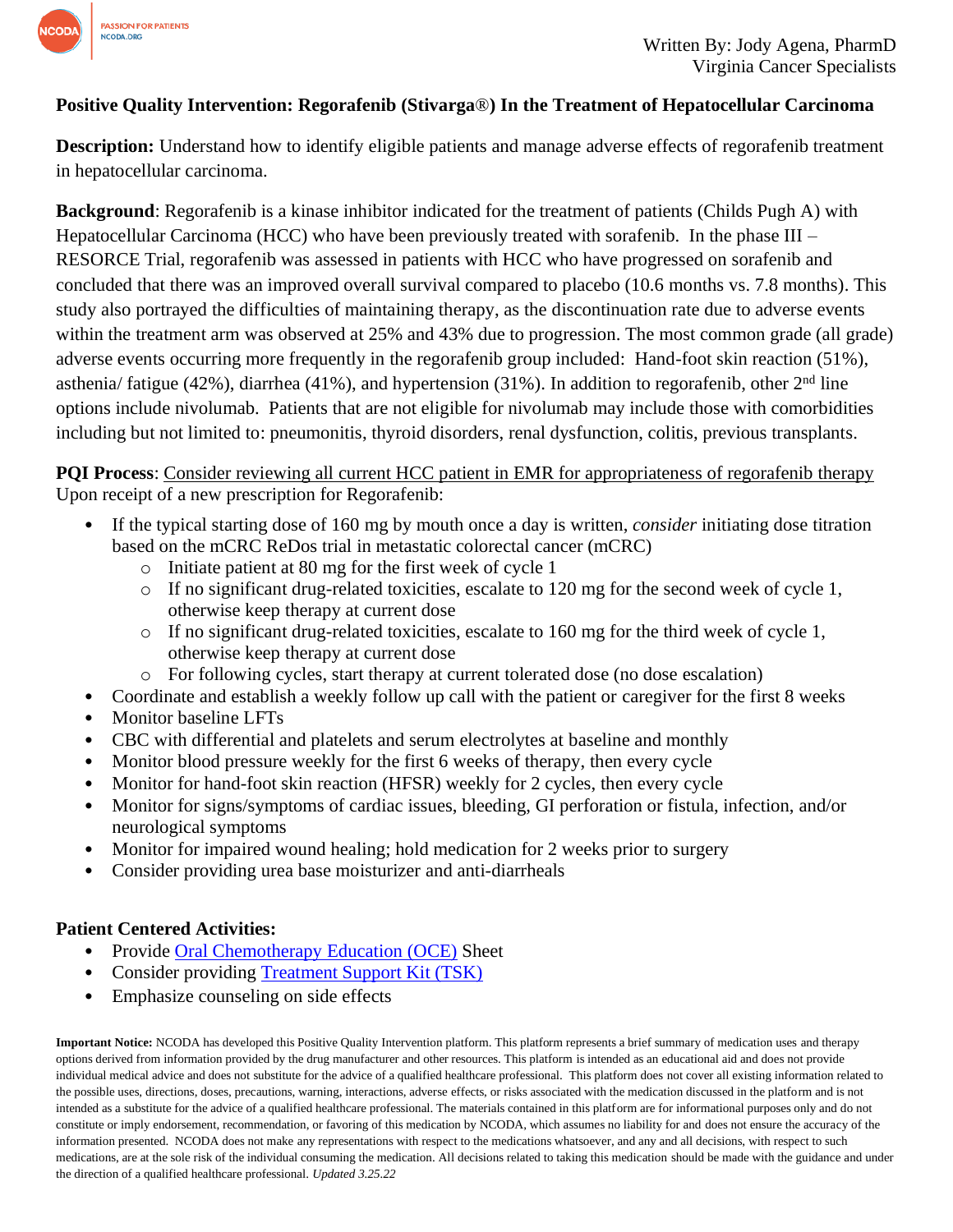Written By: Jody Agena, PharmD
Virginia Cancer Specialists

**Positive Quality Intervention: Regorafenib (Stivarga®) In the Treatment of Hepatocellular Carcinoma**

**Description:** Understand how to identify eligible patients and manage adverse effects of regorafenib treatment in hepatocellular carcinoma.

**Background**: Regorafenib is a kinase inhibitor indicated for the treatment of patients (Childs Pugh A) with Hepatocellular Carcinoma (HCC) who have been previously treated with sorafenib. In the phase III – RESORCE Trial, regorafenib was assessed in patients with HCC who have progressed on sorafenib and concluded that there was an improved overall survival compared to placebo (10.6 months vs. 7.8 months). This study also portrayed the difficulties of maintaining therapy, as the discontinuation rate due to adverse events within the treatment arm was observed at 25% and 43% due to progression. The most common grade (all grade) adverse events occurring more frequently in the regorafenib group included: Hand-foot skin reaction (51%), asthenia/ fatigue (42%), diarrhea (41%), and hypertension (31%). In addition to regorafenib, other 2nd line options include nivolumab. Patients that are not eligible for nivolumab may include those with comorbidities including but not limited to: pneumonitis, thyroid disorders, renal dysfunction, colitis, previous transplants.

**PQI Process**: Consider reviewing all current HCC patient in EMR for appropriateness of regorafenib therapy
Upon receipt of a new prescription for Regorafenib:

- If the typical starting dose of 160 mg by mouth once a day is written, *consider* initiating dose titration based on the mCRC ReDos trial in metastatic colorectal cancer (mCRC)
  - Initiate patient at 80 mg for the first week of cycle 1
  - If no significant drug-related toxicities, escalate to 120 mg for the second week of cycle 1, otherwise keep therapy at current dose
  - If no significant drug-related toxicities, escalate to 160 mg for the third week of cycle 1, otherwise keep therapy at current dose
  - For following cycles, start therapy at current tolerated dose (no dose escalation)
- Coordinate and establish a weekly follow up call with the patient or caregiver for the first 8 weeks
- Monitor baseline LFTs
- CBC with differential and platelets and serum electrolytes at baseline and monthly
- Monitor blood pressure weekly for the first 6 weeks of therapy, then every cycle
- Monitor for hand-foot skin reaction (HFSR) weekly for 2 cycles, then every cycle
- Monitor for signs/symptoms of cardiac issues, bleeding, GI perforation or fistula, infection, and/or neurological symptoms
- Monitor for impaired wound healing; hold medication for 2 weeks prior to surgery
- Consider providing urea base moisturizer and anti-diarrheals

**Patient Centered Activities:**

- Provide Oral Chemotherapy Education (OCE) Sheet
- Consider providing Treatment Support Kit (TSK)
- Emphasize counseling on side effects

**Important Notice:** NCODA has developed this Positive Quality Intervention platform. This platform represents a brief summary of medication uses and therapy options derived from information provided by the drug manufacturer and other resources. This platform is intended as an educational aid and does not provide individual medical advice and does not substitute for the advice of a qualified healthcare professional. This platform does not cover all existing information related to the possible uses, directions, doses, precautions, warning, interactions, adverse effects, or risks associated with the medication discussed in the platform and is not intended as a substitute for the advice of a qualified healthcare professional. The materials contained in this platform are for informational purposes only and do not constitute or imply endorsement, recommendation, or favoring of this medication by NCODA, which assumes no liability for and does not ensure the accuracy of the information presented. NCODA does not make any representations with respect to the medications whatsoever, and any and all decisions, with respect to such medications, are at the sole risk of the individual consuming the medication. All decisions related to taking this medication should be made with the guidance and under the direction of a qualified healthcare professional. *Updated 3.25.22*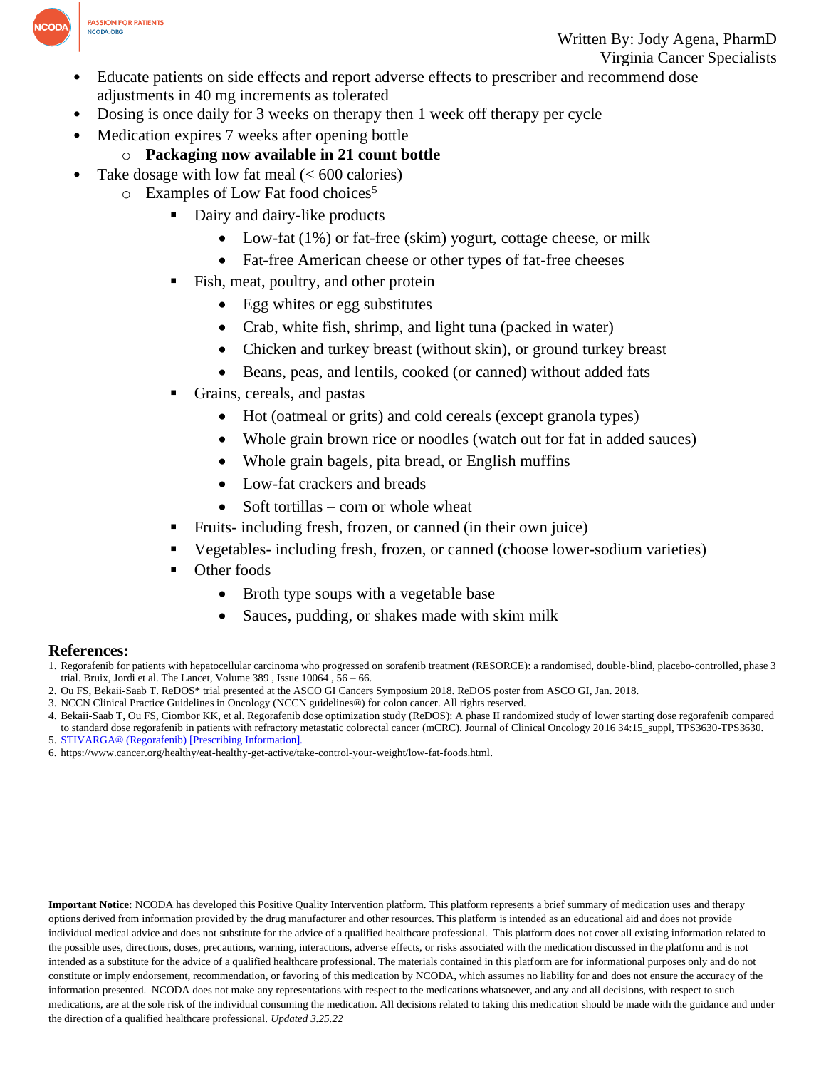- Educate patients on side effects and report adverse effects to prescriber and recommend dose adjustments in 40 mg increments as tolerated
- Dosing is once daily for 3 weeks on therapy then 1 week off therapy per cycle
- Medication expires 7 weeks after opening bottle
    - **Packaging now available in 21 count bottle**
- Take dosage with low fat meal (< 600 calories)
    - Examples of Low Fat food choices[5]
        - Dairy and dairy-like products
            - Low-fat (1%) or fat-free (skim) yogurt, cottage cheese, or milk
            - Fat-free American cheese or other types of fat-free cheeses
        - Fish, meat, poultry, and other protein
            - Egg whites or egg substitutes
            - Crab, white fish, shrimp, and light tuna (packed in water)
            - Chicken and turkey breast (without skin), or ground turkey breast
            - Beans, peas, and lentils, cooked (or canned) without added fats
        - Grains, cereals, and pastas
            - Hot (oatmeal or grits) and cold cereals (except granola types)
            - Whole grain brown rice or noodles (watch out for fat in added sauces)
            - Whole grain bagels, pita bread, or English muffins
            - Low-fat crackers and breads
            - Soft tortillas – corn or whole wheat
        - Fruits- including fresh, frozen, or canned (in their own juice)
        - Vegetables- including fresh, frozen, or canned (choose lower-sodium varieties)
        - Other foods
            - Broth type soups with a vegetable base
            - Sauces, pudding, or shakes made with skim milk

## References:

1. Regorafenib for patients with hepatocellular carcinoma who progressed on sorafenib treatment (RESORCE): a randomised, double-blind, placebo-controlled, phase 3 trial. Bruix, Jordi et al. The Lancet, Volume 389 , Issue 10064 , 56 – 66.
2. Ou FS, Bekaii-Saab T. ReDOS* trial presented at the ASCO GI Cancers Symposium 2018. ReDOS poster from ASCO GI, Jan. 2018.
3. NCCN Clinical Practice Guidelines in Oncology (NCCN guidelines®) for colon cancer. All rights reserved.
4. Bekaii-Saab T, Ou FS, Ciombor KK, et al. Regorafenib dose optimization study (ReDOS): A phase II randomized study of lower starting dose regorafenib compared to standard dose regorafenib in patients with refractory metastatic colorectal cancer (mCRC). Journal of Clinical Oncology 2016 34:15_suppl, TPS3630-TPS3630.
5. STIVARGA® (Regorafenib) [Prescribing Information].
6. https://www.cancer.org/healthy/eat-healthy-get-active/take-control-your-weight/low-fat-foods.html.

**Important Notice:** NCODA has developed this Positive Quality Intervention platform. This platform represents a brief summary of medication uses and therapy options derived from information provided by the drug manufacturer and other resources. This platform is intended as an educational aid and does not provide individual medical advice and does not substitute for the advice of a qualified healthcare professional. This platform does not cover all existing information related to the possible uses, directions, doses, precautions, warning, interactions, adverse effects, or risks associated with the medication discussed in the platform and is not intended as a substitute for the advice of a qualified healthcare professional. The materials contained in this platform are for informational purposes only and do not constitute or imply endorsement, recommendation, or favoring of this medication by NCODA, which assumes no liability for and does not ensure the accuracy of the information presented. NCODA does not make any representations with respect to the medications whatsoever, and any and all decisions, with respect to such medications, are at the sole risk of the individual consuming the medication. All decisions related to taking this medication should be made with the guidance and under the direction of a qualified healthcare professional. *Updated 3.25.22*